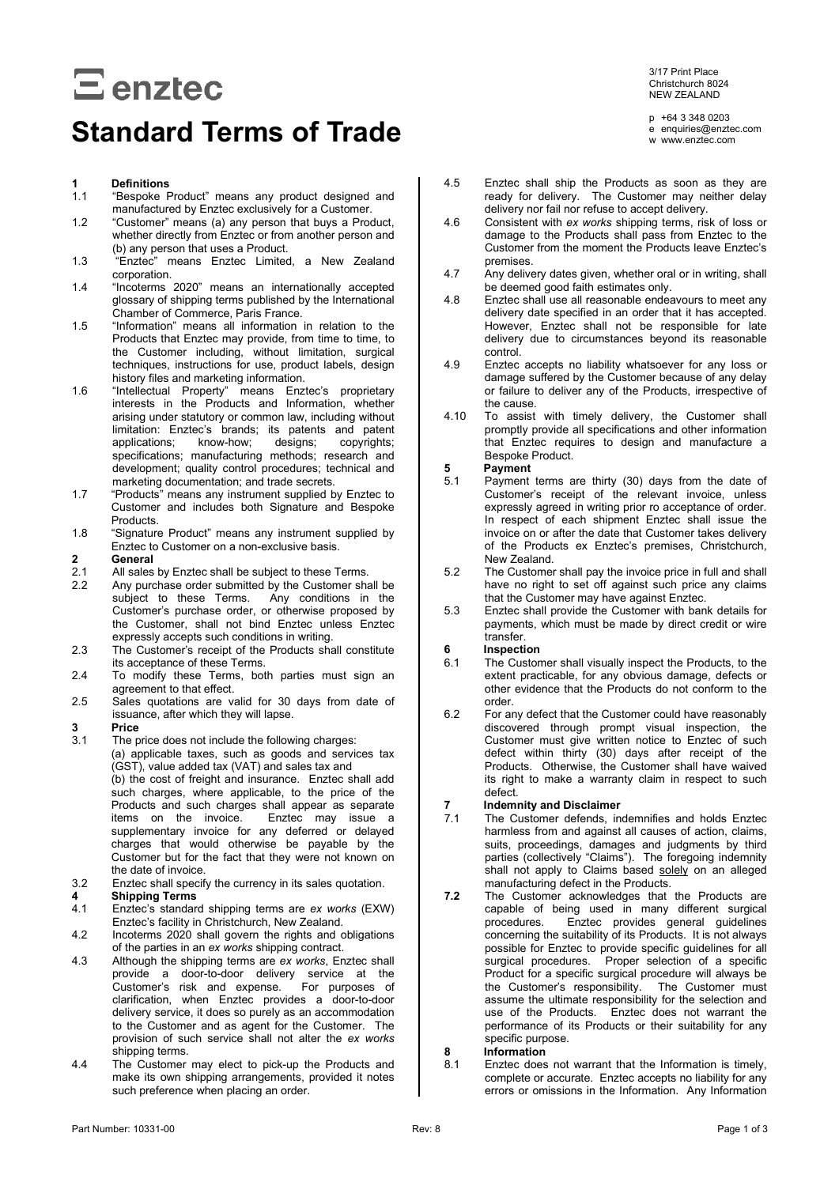# enztec

3/17 Print Place
Christchurch 8024
NEW ZEALAND

p +64 3 348 0203
e enquiries@enztec.com
w www.enztec.com

# Standard Terms of Trade

**1 Definitions**

1.1 "Bespoke Product" means any product designed and manufactured by Enztec exclusively for a Customer.

1.2 "Customer" means (a) any person that buys a Product, whether directly from Enztec or from another person and (b) any person that uses a Product.

1.3 "Enztec" means Enztec Limited, a New Zealand corporation.

1.4 "Incoterms 2020" means an internationally accepted glossary of shipping terms published by the International Chamber of Commerce, Paris France.

1.5 "Information" means all information in relation to the Products that Enztec may provide, from time to time, to the Customer including, without limitation, surgical techniques, instructions for use, product labels, design history files and marketing information.

1.6 "Intellectual Property" means Enztec's proprietary interests in the Products and Information, whether arising under statutory or common law, including without limitation: Enztec's brands; its patents and patent applications; know-how; designs; copyrights; specifications; manufacturing methods; research and development; quality control procedures; technical and marketing documentation; and trade secrets.

1.7 "Products" means any instrument supplied by Enztec to Customer and includes both Signature and Bespoke Products.

1.8 "Signature Product" means any instrument supplied by Enztec to Customer on a non-exclusive basis.

**2 General**

2.1 All sales by Enztec shall be subject to these Terms.

2.2 Any purchase order submitted by the Customer shall be subject to these Terms. Any conditions in the Customer's purchase order, or otherwise proposed by the Customer, shall not bind Enztec unless Enztec expressly accepts such conditions in writing.

2.3 The Customer's receipt of the Products shall constitute its acceptance of these Terms.

2.4 To modify these Terms, both parties must sign an agreement to that effect.

2.5 Sales quotations are valid for 30 days from date of issuance, after which they will lapse.

**3 Price**

3.1 The price does not include the following charges:
(a) applicable taxes, such as goods and services tax (GST), value added tax (VAT) and sales tax and
(b) the cost of freight and insurance. Enztec shall add such charges, where applicable, to the price of the Products and such charges shall appear as separate items on the invoice. Enztec may issue a supplementary invoice for any deferred or delayed charges that would otherwise be payable by the Customer but for the fact that they were not known on the date of invoice.

3.2 Enztec shall specify the currency in its sales quotation.

**4 Shipping Terms**

4.1 Enztec's standard shipping terms are *ex works* (EXW) Enztec's facility in Christchurch, New Zealand.

4.2 Incoterms 2020 shall govern the rights and obligations of the parties in an *ex works* shipping contract.

4.3 Although the shipping terms are *ex works*, Enztec shall provide a door-to-door delivery service at the Customer's risk and expense. For purposes of clarification, when Enztec provides a door-to-door delivery service, it does so purely as an accommodation to the Customer and as agent for the Customer. The provision of such service shall not alter the *ex works* shipping terms.

4.4 The Customer may elect to pick-up the Products and make its own shipping arrangements, provided it notes such preference when placing an order.

4.5 Enztec shall ship the Products as soon as they are ready for delivery. The Customer may neither delay delivery nor fail nor refuse to accept delivery.

4.6 Consistent with *ex works* shipping terms, risk of loss or damage to the Products shall pass from Enztec to the Customer from the moment the Products leave Enztec's premises.

4.7 Any delivery dates given, whether oral or in writing, shall be deemed good faith estimates only.

4.8 Enztec shall use all reasonable endeavours to meet any delivery date specified in an order that it has accepted. However, Enztec shall not be responsible for late delivery due to circumstances beyond its reasonable control.

4.9 Enztec accepts no liability whatsoever for any loss or damage suffered by the Customer because of any delay or failure to deliver any of the Products, irrespective of the cause.

4.10 To assist with timely delivery, the Customer shall promptly provide all specifications and other information that Enztec requires to design and manufacture a Bespoke Product.

**5 Payment**

5.1 Payment terms are thirty (30) days from the date of Customer's receipt of the relevant invoice, unless expressly agreed in writing prior ro acceptance of order. In respect of each shipment Enztec shall issue the invoice on or after the date that Customer takes delivery of the Products ex Enztec's premises, Christchurch, New Zealand.

5.2 The Customer shall pay the invoice price in full and shall have no right to set off against such price any claims that the Customer may have against Enztec.

5.3 Enztec shall provide the Customer with bank details for payments, which must be made by direct credit or wire transfer.

**6 Inspection**

6.1 The Customer shall visually inspect the Products, to the extent practicable, for any obvious damage, defects or other evidence that the Products do not conform to the order.

6.2 For any defect that the Customer could have reasonably discovered through prompt visual inspection, the Customer must give written notice to Enztec of such defect within thirty (30) days after receipt of the Products. Otherwise, the Customer shall have waived its right to make a warranty claim in respect to such defect.

**7 Indemnity and Disclaimer**

7.1 The Customer defends, indemnifies and holds Enztec harmless from and against all causes of action, claims, suits, proceedings, damages and judgments by third parties (collectively "Claims"). The foregoing indemnity shall not apply to Claims based <u>solely</u> on an alleged manufacturing defect in the Products.

**7.2** The Customer acknowledges that the Products are capable of being used in many different surgical procedures. Enztec provides general guidelines concerning the suitability of its Products. It is not always possible for Enztec to provide specific guidelines for all surgical procedures. Proper selection of a specific Product for a specific surgical procedure will always be the Customer's responsibility. The Customer must assume the ultimate responsibility for the selection and use of the Products. Enztec does not warrant the performance of its Products or their suitability for any specific purpose.

**8 Information**

8.1 Enztec does not warrant that the Information is timely, complete or accurate. Enztec accepts no liability for any errors or omissions in the Information. Any Information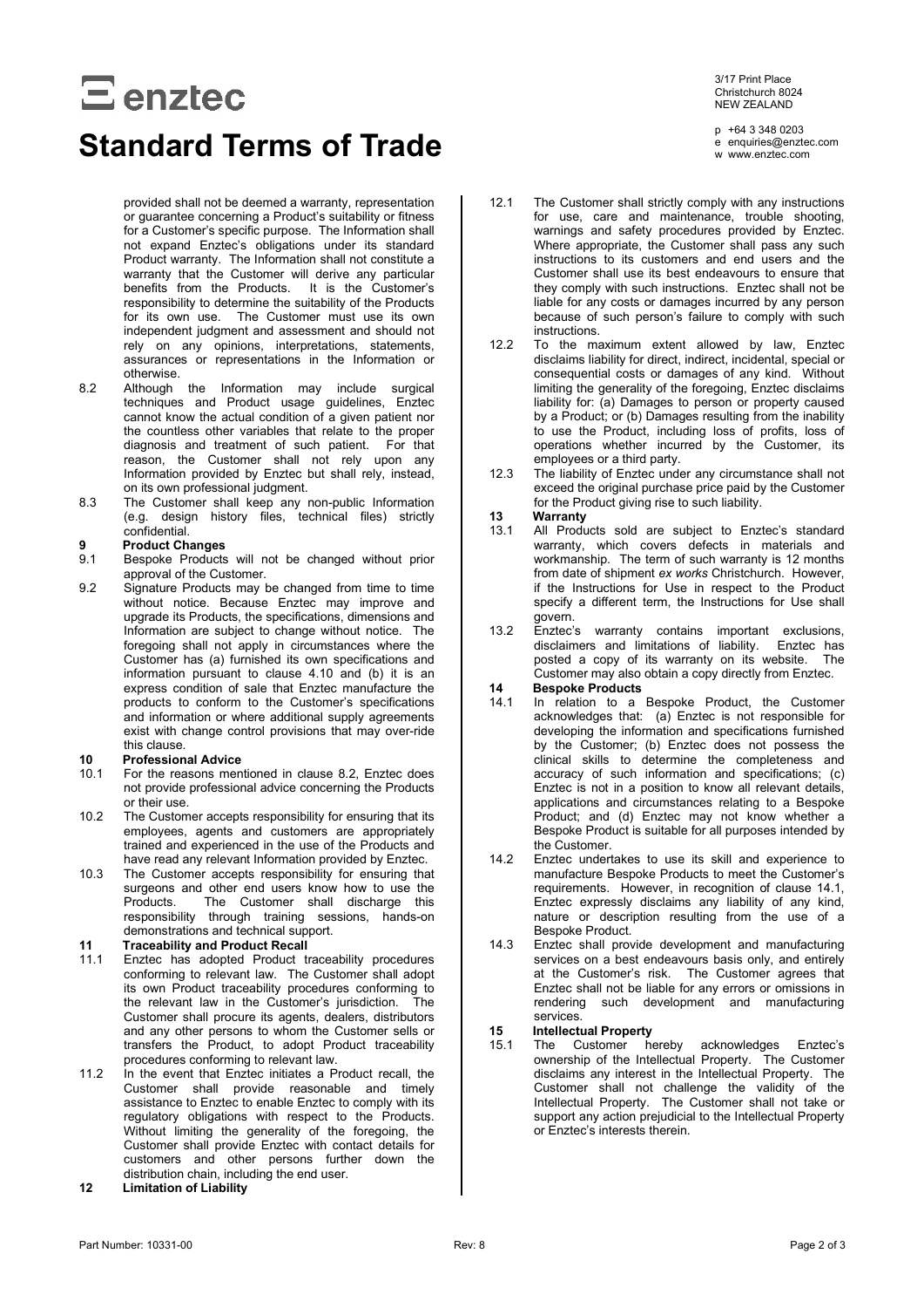provided shall not be deemed a warranty, representation or guarantee concerning a Product's suitability or fitness for a Customer's specific purpose. The Information shall not expand Enztec's obligations under its standard Product warranty. The Information shall not constitute a warranty that the Customer will derive any particular benefits from the Products. It is the Customer's responsibility to determine the suitability of the Products for its own use. The Customer must use its own independent judgment and assessment and should not rely on any opinions, interpretations, statements, assurances or representations in the Information or otherwise.

8.2 Although the Information may include surgical techniques and Product usage guidelines, Enztec cannot know the actual condition of a given patient nor the countless other variables that relate to the proper diagnosis and treatment of such patient. For that reason, the Customer shall not rely upon any Information provided by Enztec but shall rely, instead, on its own professional judgment.

8.3 The Customer shall keep any non-public Information (e.g. design history files, technical files) strictly confidential.

## 9 Product Changes

9.1 Bespoke Products will not be changed without prior approval of the Customer.

9.2 Signature Products may be changed from time to time without notice. Because Enztec may improve and upgrade its Products, the specifications, dimensions and Information are subject to change without notice. The foregoing shall not apply in circumstances where the Customer has (a) furnished its own specifications and information pursuant to clause 4.10 and (b) it is an express condition of sale that Enztec manufacture the products to conform to the Customer's specifications and information or where additional supply agreements exist with change control provisions that may over-ride this clause.

## 10 Professional Advice

10.1 For the reasons mentioned in clause 8.2, Enztec does not provide professional advice concerning the Products or their use.

10.2 The Customer accepts responsibility for ensuring that its employees, agents and customers are appropriately trained and experienced in the use of the Products and have read any relevant Information provided by Enztec.

10.3 The Customer accepts responsibility for ensuring that surgeons and other end users know how to use the Products. The Customer shall discharge this responsibility through training sessions, hands-on demonstrations and technical support.

## 11 Traceability and Product Recall

11.1 Enztec has adopted Product traceability procedures conforming to relevant law. The Customer shall adopt its own Product traceability procedures conforming to the relevant law in the Customer's jurisdiction. The Customer shall procure its agents, dealers, distributors and any other persons to whom the Customer sells or transfers the Product, to adopt Product traceability procedures conforming to relevant law.

11.2 In the event that Enztec initiates a Product recall, the Customer shall provide reasonable and timely assistance to Enztec to enable Enztec to comply with its regulatory obligations with respect to the Products. Without limiting the generality of the foregoing, the Customer shall provide Enztec with contact details for customers and other persons further down the distribution chain, including the end user.

## 12 Limitation of Liability

12.1 The Customer shall strictly comply with any instructions for use, care and maintenance, trouble shooting, warnings and safety procedures provided by Enztec. Where appropriate, the Customer shall pass any such instructions to its customers and end users and the Customer shall use its best endeavours to ensure that they comply with such instructions. Enztec shall not be liable for any costs or damages incurred by any person because of such person's failure to comply with such instructions.

12.2 To the maximum extent allowed by law, Enztec disclaims liability for direct, indirect, incidental, special or consequential costs or damages of any kind. Without limiting the generality of the foregoing, Enztec disclaims liability for: (a) Damages to person or property caused by a Product; or (b) Damages resulting from the inability to use the Product, including loss of profits, loss of operations whether incurred by the Customer, its employees or a third party.

12.3 The liability of Enztec under any circumstance shall not exceed the original purchase price paid by the Customer for the Product giving rise to such liability.

## 13 Warranty

13.1 All Products sold are subject to Enztec's standard warranty, which covers defects in materials and workmanship. The term of such warranty is 12 months from date of shipment *ex works* Christchurch. However, if the Instructions for Use in respect to the Product specify a different term, the Instructions for Use shall govern.

13.2 Enztec's warranty contains important exclusions, disclaimers and limitations of liability. Enztec has posted a copy of its warranty on its website. The Customer may also obtain a copy directly from Enztec.

## 14 Bespoke Products

14.1 In relation to a Bespoke Product, the Customer acknowledges that: (a) Enztec is not responsible for developing the information and specifications furnished by the Customer; (b) Enztec does not possess the clinical skills to determine the completeness and accuracy of such information and specifications; (c) Enztec is not in a position to know all relevant details, applications and circumstances relating to a Bespoke Product; and (d) Enztec may not know whether a Bespoke Product is suitable for all purposes intended by the Customer.

14.2 Enztec undertakes to use its skill and experience to manufacture Bespoke Products to meet the Customer's requirements. However, in recognition of clause 14.1, Enztec expressly disclaims any liability of any kind, nature or description resulting from the use of a Bespoke Product.

14.3 Enztec shall provide development and manufacturing services on a best endeavours basis only, and entirely at the Customer's risk. The Customer agrees that Enztec shall not be liable for any errors or omissions in rendering such development and manufacturing services.

## 15 Intellectual Property

15.1 The Customer hereby acknowledges Enztec's ownership of the Intellectual Property. The Customer disclaims any interest in the Intellectual Property. The Customer shall not challenge the validity of the Intellectual Property. The Customer shall not take or support any action prejudicial to the Intellectual Property or Enztec's interests therein.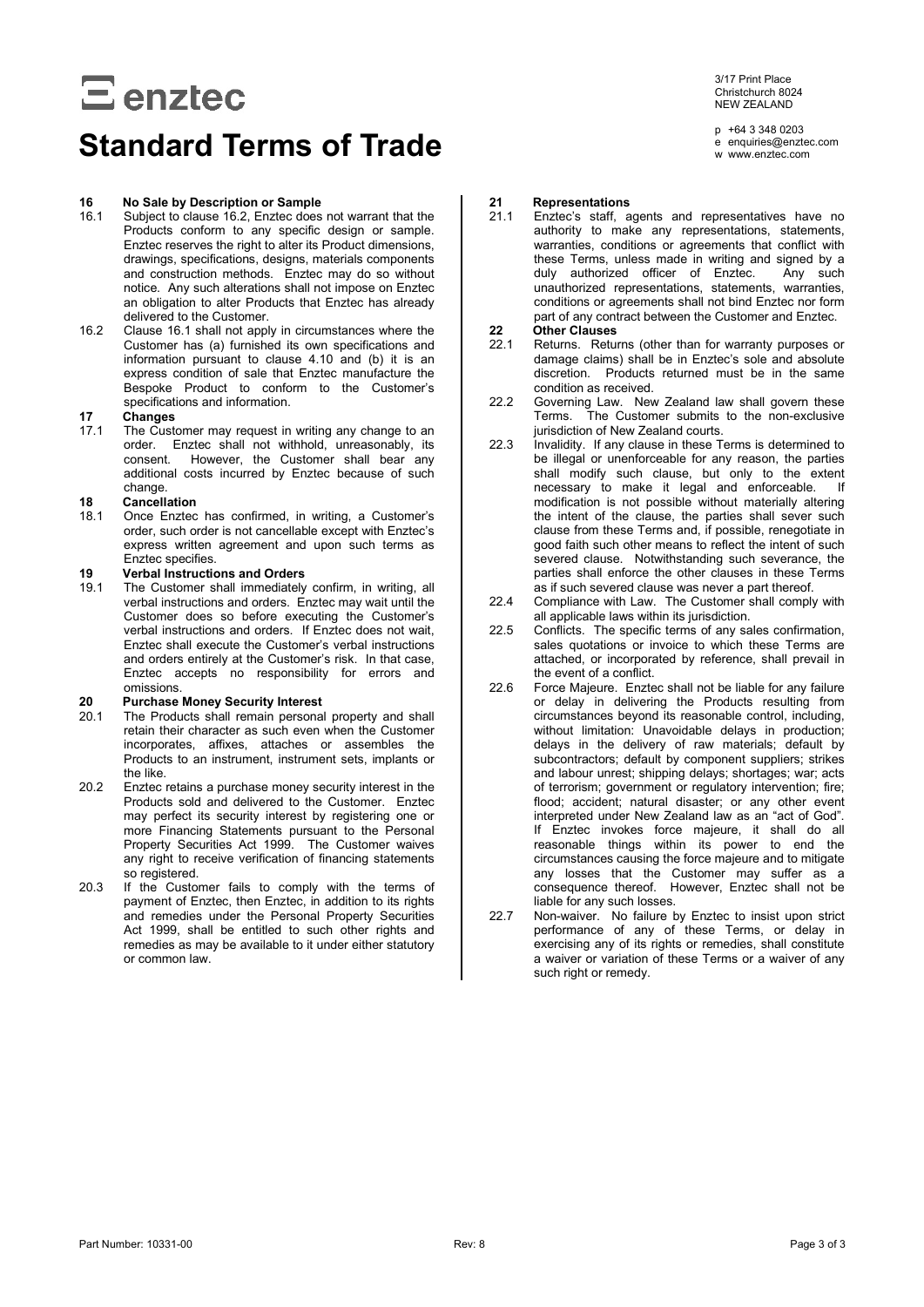# Standard Terms of Trade

3/17 Print Place
Christchurch 8024
NEW ZEALAND

p +64 3 348 0203
e enquiries@enztec.com
w www.enztec.com

### 16 No Sale by Description or Sample

16.1 Subject to clause 16.2, Enztec does not warrant that the Products conform to any specific design or sample. Enztec reserves the right to alter its Product dimensions, drawings, specifications, designs, materials components and construction methods. Enztec may do so without notice. Any such alterations shall not impose on Enztec an obligation to alter Products that Enztec has already delivered to the Customer.

16.2 Clause 16.1 shall not apply in circumstances where the Customer has (a) furnished its own specifications and information pursuant to clause 4.10 and (b) it is an express condition of sale that Enztec manufacture the Bespoke Product to conform to the Customer's specifications and information.

### 17 Changes

17.1 The Customer may request in writing any change to an order. Enztec shall not withhold, unreasonably, its consent. However, the Customer shall bear any additional costs incurred by Enztec because of such change.

### 18 Cancellation

18.1 Once Enztec has confirmed, in writing, a Customer's order, such order is not cancellable except with Enztec's express written agreement and upon such terms as Enztec specifies.

### 19 Verbal Instructions and Orders

19.1 The Customer shall immediately confirm, in writing, all verbal instructions and orders. Enztec may wait until the Customer does so before executing the Customer's verbal instructions and orders. If Enztec does not wait, Enztec shall execute the Customer's verbal instructions and orders entirely at the Customer's risk. In that case, Enztec accepts no responsibility for errors and omissions.

### 20 Purchase Money Security Interest

20.1 The Products shall remain personal property and shall retain their character as such even when the Customer incorporates, affixes, attaches or assembles the Products to an instrument, instrument sets, implants or the like.

20.2 Enztec retains a purchase money security interest in the Products sold and delivered to the Customer. Enztec may perfect its security interest by registering one or more Financing Statements pursuant to the Personal Property Securities Act 1999. The Customer waives any right to receive verification of financing statements so registered.

20.3 If the Customer fails to comply with the terms of payment of Enztec, then Enztec, in addition to its rights and remedies under the Personal Property Securities Act 1999, shall be entitled to such other rights and remedies as may be available to it under either statutory or common law.

### 21 Representations

21.1 Enztec's staff, agents and representatives have no authority to make any representations, statements, warranties, conditions or agreements that conflict with these Terms, unless made in writing and signed by a duly authorized officer of Enztec. Any such unauthorized representations, statements, warranties, conditions or agreements shall not bind Enztec nor form part of any contract between the Customer and Enztec.

### 22 Other Clauses

22.1 Returns. Returns (other than for warranty purposes or damage claims) shall be in Enztec's sole and absolute discretion. Products returned must be in the same condition as received.

22.2 Governing Law. New Zealand law shall govern these Terms. The Customer submits to the non-exclusive jurisdiction of New Zealand courts.

22.3 Invalidity. If any clause in these Terms is determined to be illegal or unenforceable for any reason, the parties shall modify such clause, but only to the extent necessary to make it legal and enforceable. If modification is not possible without materially altering the intent of the clause, the parties shall sever such clause from these Terms and, if possible, renegotiate in good faith such other means to reflect the intent of such severed clause. Notwithstanding such severance, the parties shall enforce the other clauses in these Terms as if such severed clause was never a part thereof.

22.4 Compliance with Law. The Customer shall comply with all applicable laws within its jurisdiction.

22.5 Conflicts. The specific terms of any sales confirmation, sales quotations or invoice to which these Terms are attached, or incorporated by reference, shall prevail in the event of a conflict.

22.6 Force Majeure. Enztec shall not be liable for any failure or delay in delivering the Products resulting from circumstances beyond its reasonable control, including, without limitation: Unavoidable delays in production; delays in the delivery of raw materials; default by subcontractors; default by component suppliers; strikes and labour unrest; shipping delays; shortages; war; acts of terrorism; government or regulatory intervention; fire; flood; accident; natural disaster; or any other event interpreted under New Zealand law as an "act of God". If Enztec invokes force majeure, it shall do all reasonable things within its power to end the circumstances causing the force majeure and to mitigate any losses that the Customer may suffer as a consequence thereof. However, Enztec shall not be liable for any such losses.

22.7 Non-waiver. No failure by Enztec to insist upon strict performance of any of these Terms, or delay in exercising any of its rights or remedies, shall constitute a waiver or variation of these Terms or a waiver of any such right or remedy.

Part Number: 10331-00 Rev: 8